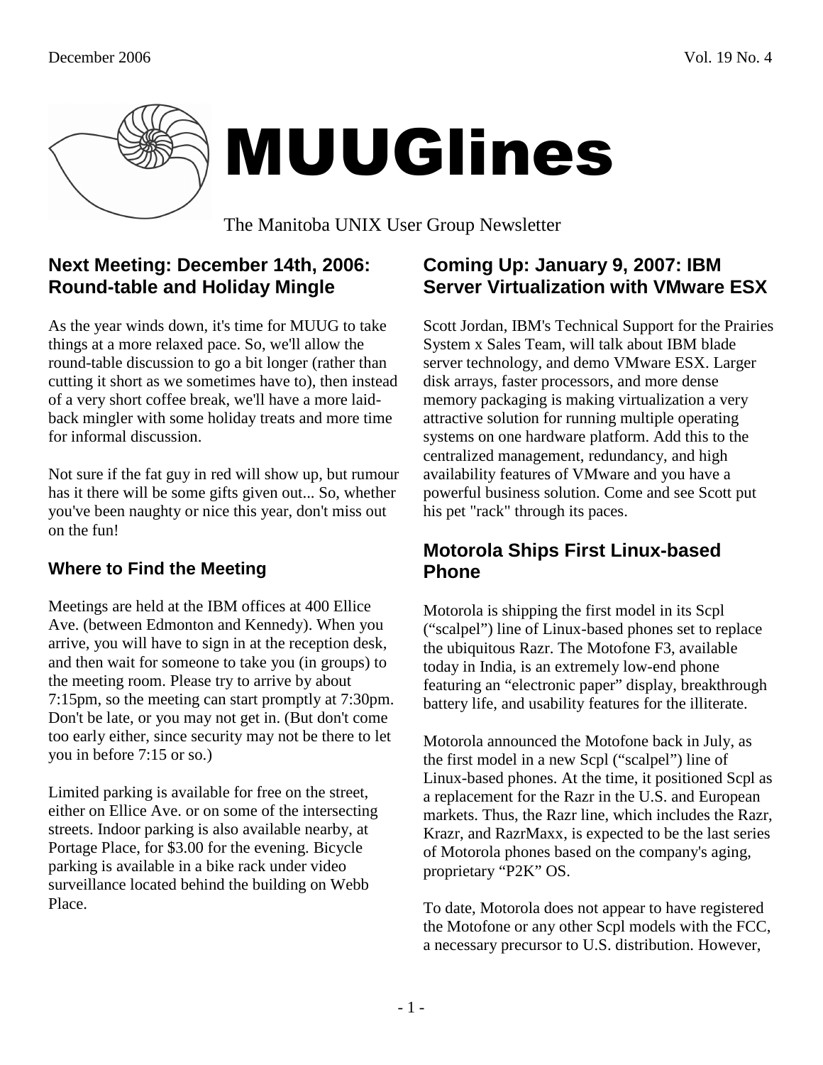# MUUGlines

The Manitoba UNIX User Group Newsletter

## Next Meeting: December 14th, 2006: Round-table and Holiday Mingle

As the year winds down, it's time for MUUG to take things at a more relaxed pace. So, we'll allow the round-table discussion to go a bit longer (rather than cutting it short as we sometimes have to), then instead of a very short coffee break, we'll have a more laid-back mingler with some holiday treats and more time for informal discussion.

Not sure if the fat guy in red will show up, but rumour has it there will be some gifts given out... So, whether you've been naughty or nice this year, don't miss out on the fun!

### Where to Find the Meeting

Meetings are held at the IBM offices at 400 Ellice Ave. (between Edmonton and Kennedy). When you arrive, you will have to sign in at the reception desk, and then wait for someone to take you (in groups) to the meeting room. Please try to arrive by about 7:15pm, so the meeting can start promptly at 7:30pm. Don't be late, or you may not get in. (But don't come too early either, since security may not be there to let you in before 7:15 or so.)

Limited parking is available for free on the street, either on Ellice Ave. or on some of the intersecting streets. Indoor parking is also available nearby, at Portage Place, for $3.00 for the evening. Bicycle parking is available in a bike rack under video surveillance located behind the building on Webb Place.

## Coming Up: January 9, 2007: IBM Server Virtualization with VMware ESX

Scott Jordan, IBM's Technical Support for the Prairies System x Sales Team, will talk about IBM blade server technology, and demo VMware ESX. Larger disk arrays, faster processors, and more dense memory packaging is making virtualization a very attractive solution for running multiple operating systems on one hardware platform. Add this to the centralized management, redundancy, and high availability features of VMware and you have a powerful business solution. Come and see Scott put his pet "rack" through its paces.

## Motorola Ships First Linux-based Phone

Motorola is shipping the first model in its Scpl ("scalpel") line of Linux-based phones set to replace the ubiquitous Razr. The Motofone F3, available today in India, is an extremely low-end phone featuring an "electronic paper" display, breakthrough battery life, and usability features for the illiterate.

Motorola announced the Motofone back in July, as the first model in a new Scpl ("scalpel") line of Linux-based phones. At the time, it positioned Scpl as a replacement for the Razr in the U.S. and European markets. Thus, the Razr line, which includes the Razr, Krazr, and RazrMaxx, is expected to be the last series of Motorola phones based on the company's aging, proprietary "P2K" OS.

To date, Motorola does not appear to have registered the Motofone or any other Scpl models with the FCC, a necessary precursor to U.S. distribution. However,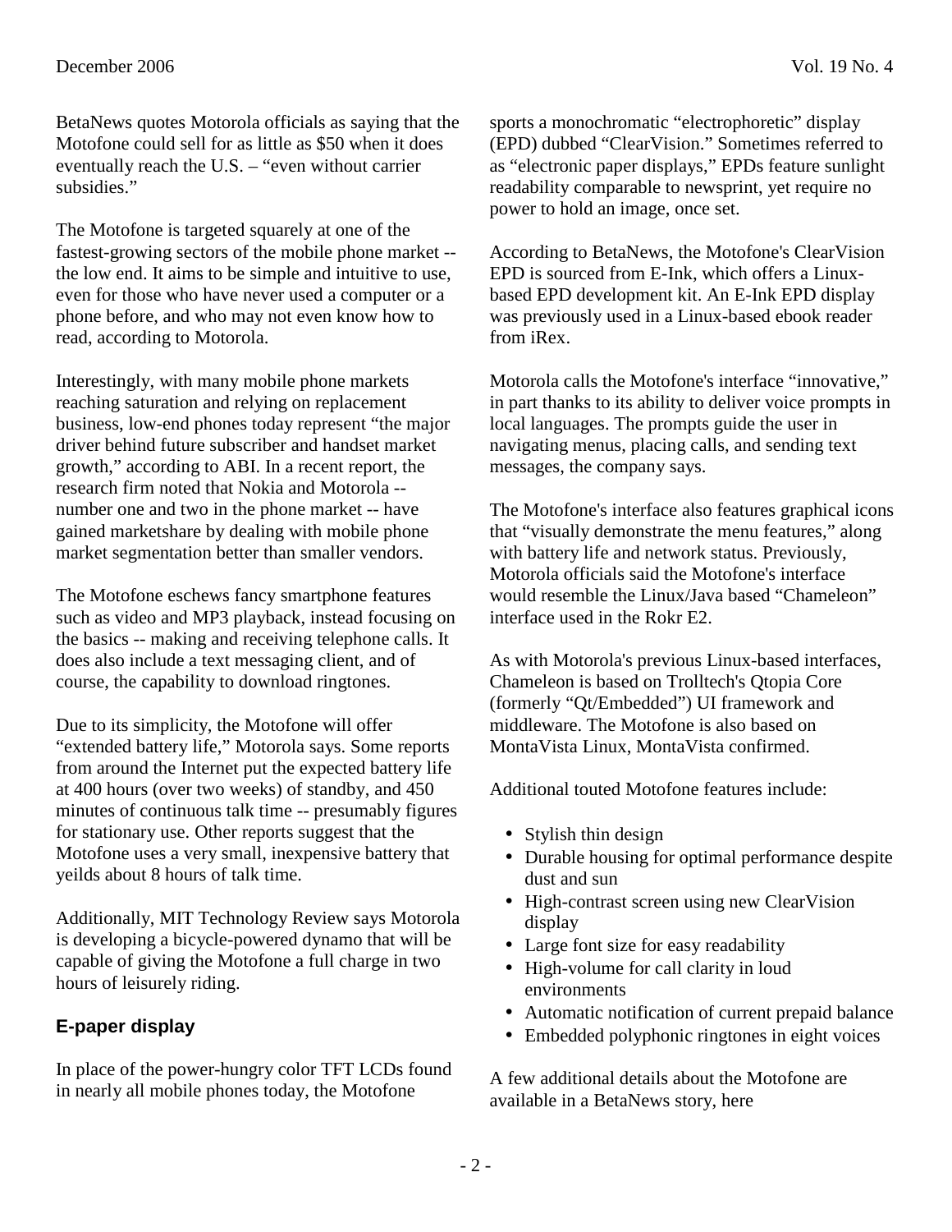BetaNews quotes Motorola officials as saying that the Motofone could sell for as little as $50 when it does eventually reach the U.S. – "even without carrier subsidies."

The Motofone is targeted squarely at one of the fastest-growing sectors of the mobile phone market -- the low end. It aims to be simple and intuitive to use, even for those who have never used a computer or a phone before, and who may not even know how to read, according to Motorola.

Interestingly, with many mobile phone markets reaching saturation and relying on replacement business, low-end phones today represent "the major driver behind future subscriber and handset market growth," according to ABI. In a recent report, the research firm noted that Nokia and Motorola -- number one and two in the phone market -- have gained marketshare by dealing with mobile phone market segmentation better than smaller vendors.

The Motofone eschews fancy smartphone features such as video and MP3 playback, instead focusing on the basics -- making and receiving telephone calls. It does also include a text messaging client, and of course, the capability to download ringtones.

Due to its simplicity, the Motofone will offer "extended battery life," Motorola says. Some reports from around the Internet put the expected battery life at 400 hours (over two weeks) of standby, and 450 minutes of continuous talk time -- presumably figures for stationary use. Other reports suggest that the Motofone uses a very small, inexpensive battery that yeilds about 8 hours of talk time.

Additionally, MIT Technology Review says Motorola is developing a bicycle-powered dynamo that will be capable of giving the Motofone a full charge in two hours of leisurely riding.

### E-paper display

In place of the power-hungry color TFT LCDs found in nearly all mobile phones today, the Motofone sports a monochromatic "electrophoretic" display (EPD) dubbed "ClearVision." Sometimes referred to as "electronic paper displays," EPDs feature sunlight readability comparable to newsprint, yet require no power to hold an image, once set.

According to BetaNews, the Motofone's ClearVision EPD is sourced from E-Ink, which offers a Linux-based EPD development kit. An E-Ink EPD display was previously used in a Linux-based ebook reader from iRex.

Motorola calls the Motofone's interface "innovative," in part thanks to its ability to deliver voice prompts in local languages. The prompts guide the user in navigating menus, placing calls, and sending text messages, the company says.

The Motofone's interface also features graphical icons that "visually demonstrate the menu features," along with battery life and network status. Previously, Motorola officials said the Motofone's interface would resemble the Linux/Java based "Chameleon" interface used in the Rokr E2.

As with Motorola's previous Linux-based interfaces, Chameleon is based on Trolltech's Qtopia Core (formerly "Qt/Embedded") UI framework and middleware. The Motofone is also based on MontaVista Linux, MontaVista confirmed.

Additional touted Motofone features include:

- Stylish thin design
- Durable housing for optimal performance despite dust and sun
- High-contrast screen using new ClearVision display
- Large font size for easy readability
- High-volume for call clarity in loud environments
- Automatic notification of current prepaid balance
- Embedded polyphonic ringtones in eight voices

A few additional details about the Motofone are available in a BetaNews story, here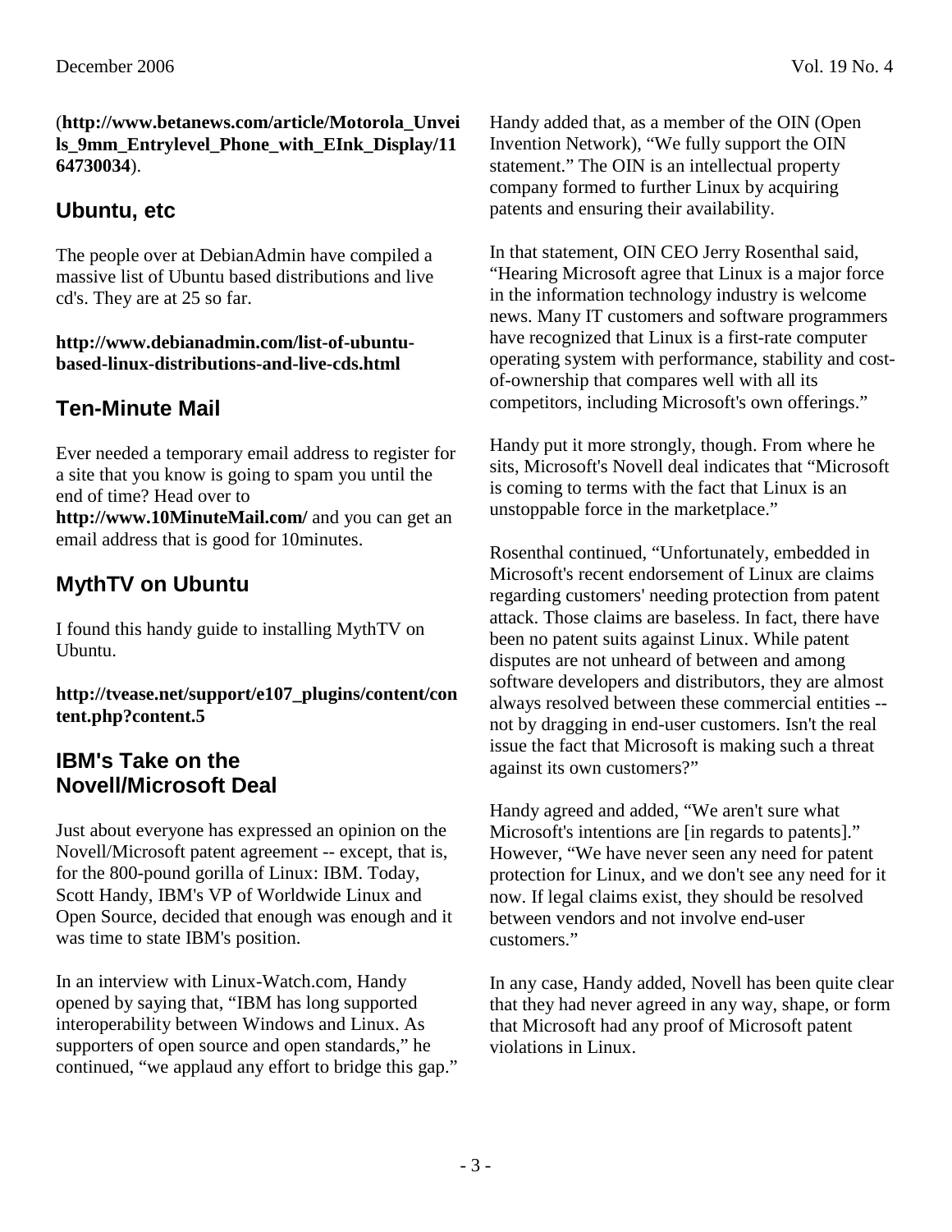(**http://www.betanews.com/article/Motorola_Unveils_9mm_Entrylevel_Phone_with_EInk_Display/1164730034**).

## Ubuntu, etc

The people over at DebianAdmin have compiled a massive list of Ubuntu based distributions and live cd's. They are at 25 so far.

**http://www.debianadmin.com/list-of-ubuntu-based-linux-distributions-and-live-cds.html**

## Ten-Minute Mail

Ever needed a temporary email address to register for a site that you know is going to spam you until the end of time? Head over to **http://www.10MinuteMail.com/** and you can get an email address that is good for 10minutes.

## MythTV on Ubuntu

I found this handy guide to installing MythTV on Ubuntu.

**http://tvease.net/support/e107_plugins/content/content.php?content.5**

## IBM's Take on the Novell/Microsoft Deal

Just about everyone has expressed an opinion on the Novell/Microsoft patent agreement -- except, that is, for the 800-pound gorilla of Linux: IBM. Today, Scott Handy, IBM's VP of Worldwide Linux and Open Source, decided that enough was enough and it was time to state IBM's position.

In an interview with Linux-Watch.com, Handy opened by saying that, "IBM has long supported interoperability between Windows and Linux. As supporters of open source and open standards," he continued, "we applaud any effort to bridge this gap."

Handy added that, as a member of the OIN (Open Invention Network), "We fully support the OIN statement." The OIN is an intellectual property company formed to further Linux by acquiring patents and ensuring their availability.

In that statement, OIN CEO Jerry Rosenthal said, "Hearing Microsoft agree that Linux is a major force in the information technology industry is welcome news. Many IT customers and software programmers have recognized that Linux is a first-rate computer operating system with performance, stability and cost-of-ownership that compares well with all its competitors, including Microsoft's own offerings."

Handy put it more strongly, though. From where he sits, Microsoft's Novell deal indicates that "Microsoft is coming to terms with the fact that Linux is an unstoppable force in the marketplace."

Rosenthal continued, "Unfortunately, embedded in Microsoft's recent endorsement of Linux are claims regarding customers' needing protection from patent attack. Those claims are baseless. In fact, there have been no patent suits against Linux. While patent disputes are not unheard of between and among software developers and distributors, they are almost always resolved between these commercial entities -- not by dragging in end-user customers. Isn't the real issue the fact that Microsoft is making such a threat against its own customers?"

Handy agreed and added, "We aren't sure what Microsoft's intentions are [in regards to patents]." However, "We have never seen any need for patent protection for Linux, and we don't see any need for it now. If legal claims exist, they should be resolved between vendors and not involve end-user customers."

In any case, Handy added, Novell has been quite clear that they had never agreed in any way, shape, or form that Microsoft had any proof of Microsoft patent violations in Linux.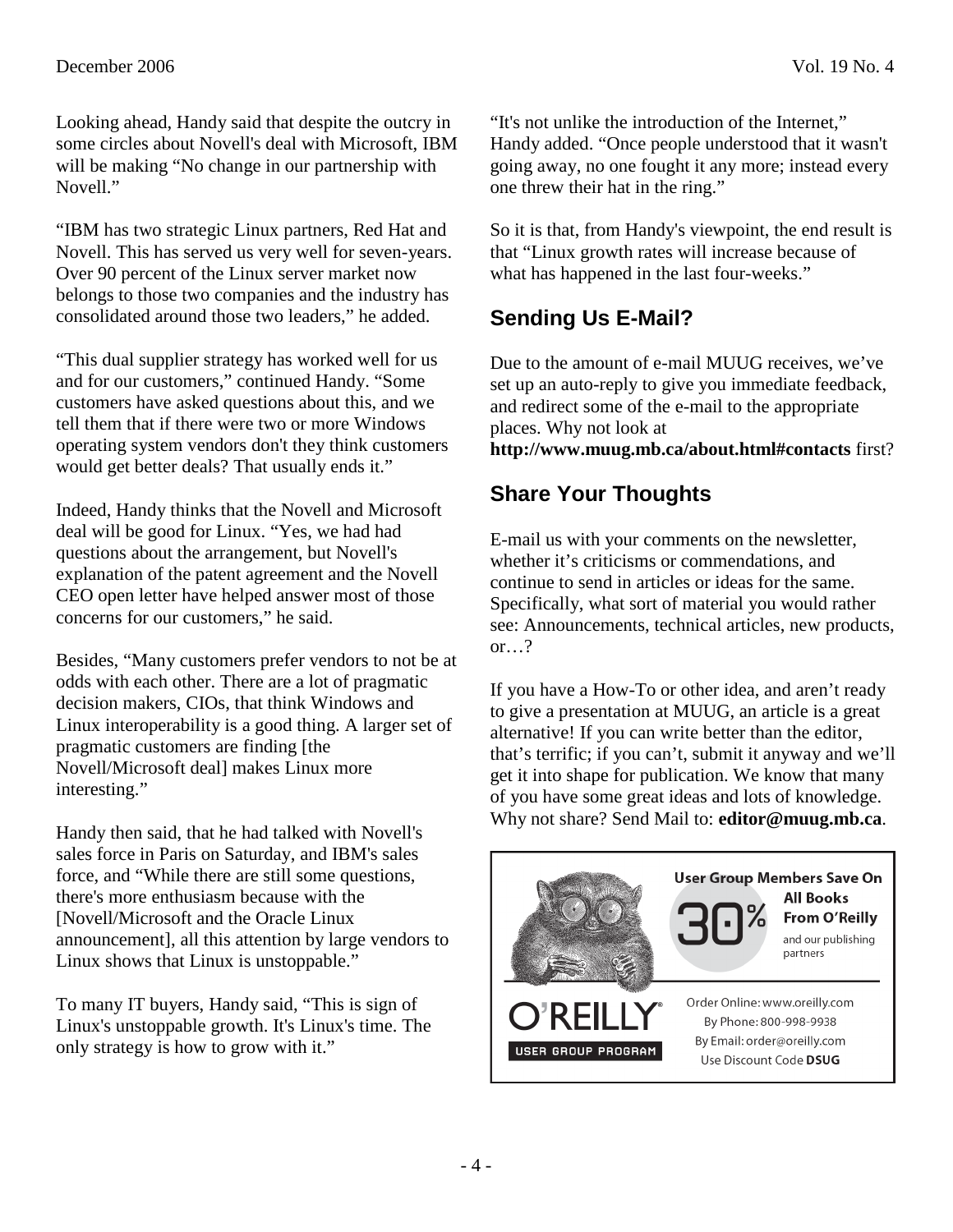Looking ahead, Handy said that despite the outcry in some circles about Novell's deal with Microsoft, IBM will be making "No change in our partnership with Novell."

"IBM has two strategic Linux partners, Red Hat and Novell. This has served us very well for seven-years. Over 90 percent of the Linux server market now belongs to those two companies and the industry has consolidated around those two leaders," he added.

"This dual supplier strategy has worked well for us and for our customers," continued Handy. "Some customers have asked questions about this, and we tell them that if there were two or more Windows operating system vendors don't they think customers would get better deals? That usually ends it."

Indeed, Handy thinks that the Novell and Microsoft deal will be good for Linux. "Yes, we had had questions about the arrangement, but Novell's explanation of the patent agreement and the Novell CEO open letter have helped answer most of those concerns for our customers," he said.

Besides, "Many customers prefer vendors to not be at odds with each other. There are a lot of pragmatic decision makers, CIOs, that think Windows and Linux interoperability is a good thing. A larger set of pragmatic customers are finding [the Novell/Microsoft deal] makes Linux more interesting."

Handy then said, that he had talked with Novell's sales force in Paris on Saturday, and IBM's sales force, and "While there are still some questions, there's more enthusiasm because with the [Novell/Microsoft and the Oracle Linux announcement], all this attention by large vendors to Linux shows that Linux is unstoppable."

To many IT buyers, Handy said, "This is sign of Linux's unstoppable growth. It's Linux's time. The only strategy is how to grow with it."

"It's not unlike the introduction of the Internet," Handy added. "Once people understood that it wasn't going away, no one fought it any more; instead every one threw their hat in the ring."

So it is that, from Handy's viewpoint, the end result is that "Linux growth rates will increase because of what has happened in the last four-weeks."

## Sending Us E-Mail?

Due to the amount of e-mail MUUG receives, we've set up an auto-reply to give you immediate feedback, and redirect some of the e-mail to the appropriate places. Why not look at **http://www.muug.mb.ca/about.html#contacts** first?

## Share Your Thoughts

E-mail us with your comments on the newsletter, whether it's criticisms or commendations, and continue to send in articles or ideas for the same. Specifically, what sort of material you would rather see: Announcements, technical articles, new products, or…?

If you have a How-To or other idea, and aren't ready to give a presentation at MUUG, an article is a great alternative! If you can write better than the editor, that's terrific; if you can't, submit it anyway and we'll get it into shape for publication. We know that many of you have some great ideas and lots of knowledge. Why not share? Send Mail to: **editor@muug.mb.ca**.

User Group Members Save On 30% All Books From O'Reilly and our publishing partners

O'REILLY® USER GROUP PROGRAM

Order Online: www.oreilly.com
By Phone: 800-998-9938
By Email: order@oreilly.com
Use Discount Code **DSUG**